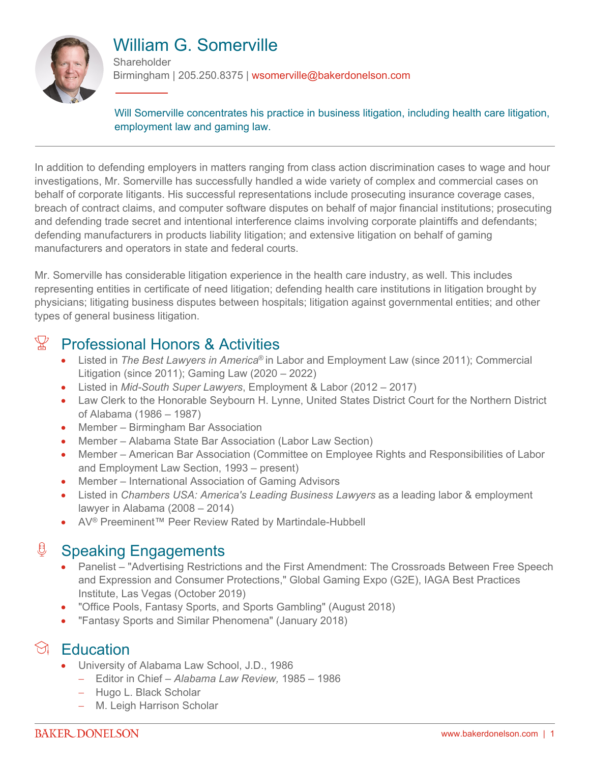# William G. Somerville

Shareholder
Birmingham | 205.250.8375 | wsomerville@bakerdonelson.com

Will Somerville concentrates his practice in business litigation, including health care litigation, employment law and gaming law.

---

In addition to defending employers in matters ranging from class action discrimination cases to wage and hour investigations, Mr. Somerville has successfully handled a wide variety of complex and commercial cases on behalf of corporate litigants. His successful representations include prosecuting insurance coverage cases, breach of contract claims, and computer software disputes on behalf of major financial institutions; prosecuting and defending trade secret and intentional interference claims involving corporate plaintiffs and defendants; defending manufacturers in products liability litigation; and extensive litigation on behalf of gaming manufacturers and operators in state and federal courts.

Mr. Somerville has considerable litigation experience in the health care industry, as well. This includes representing entities in certificate of need litigation; defending health care institutions in litigation brought by physicians; litigating business disputes between hospitals; litigation against governmental entities; and other types of general business litigation.

## Professional Honors & Activities

- Listed in *The Best Lawyers in America®* in Labor and Employment Law (since 2011); Commercial Litigation (since 2011); Gaming Law (2020 – 2022)
- Listed in *Mid-South Super Lawyers*, Employment & Labor (2012 – 2017)
- Law Clerk to the Honorable Seybourn H. Lynne, United States District Court for the Northern District of Alabama (1986 – 1987)
- Member – Birmingham Bar Association
- Member – Alabama State Bar Association (Labor Law Section)
- Member – American Bar Association (Committee on Employee Rights and Responsibilities of Labor and Employment Law Section, 1993 – present)
- Member – International Association of Gaming Advisors
- Listed in *Chambers USA: America's Leading Business Lawyers* as a leading labor & employment lawyer in Alabama (2008 – 2014)
- AV® Preeminent™ Peer Review Rated by Martindale-Hubbell

## Speaking Engagements

- Panelist – "Advertising Restrictions and the First Amendment: The Crossroads Between Free Speech and Expression and Consumer Protections," Global Gaming Expo (G2E), IAGA Best Practices Institute, Las Vegas (October 2019)
- "Office Pools, Fantasy Sports, and Sports Gambling" (August 2018)
- "Fantasy Sports and Similar Phenomena" (January 2018)

## Education

- University of Alabama Law School, J.D., 1986
  - Editor in Chief – *Alabama Law Review,* 1985 – 1986
  - Hugo L. Black Scholar
  - M. Leigh Harrison Scholar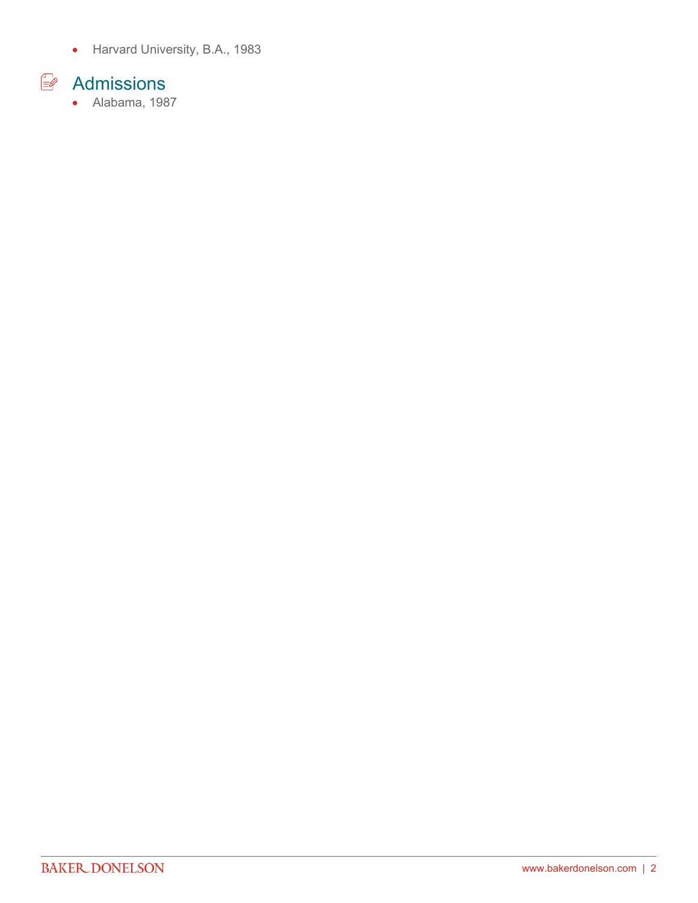- Harvard University, B.A., 1983

## Admissions

- Alabama, 1987